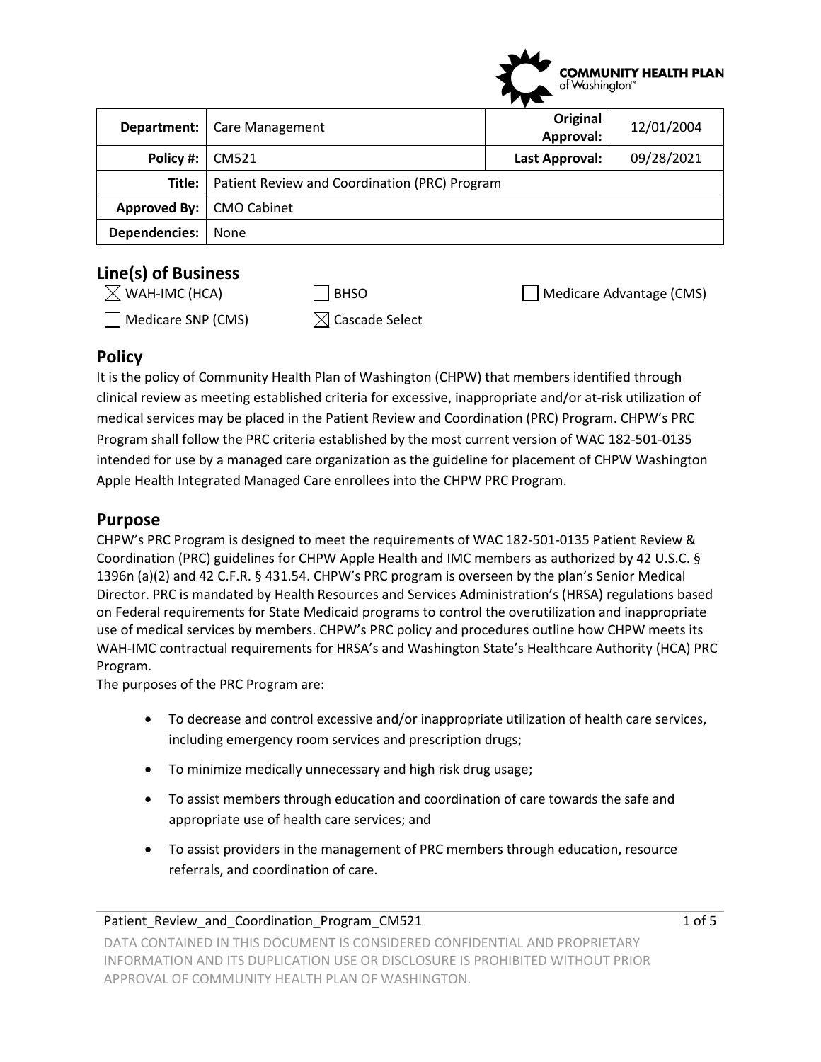COMMUNITY HEALTH PLAN of Washington™

| | | | |
|---|---|---|---|
| **Department:** | Care Management | **Original Approval:** | 12/01/2004 |
| **Policy #:** | CM521 | **Last Approval:** | 09/28/2021 |
| **Title:** | Patient Review and Coordination (PRC) Program | | |
| **Approved By:** | CMO Cabinet | | |
| **Dependencies:** | None | | |

## Line(s) of Business

- ☒ WAH-IMC (HCA)
- ☐ BHSO
- ☐ Medicare Advantage (CMS)
- ☐ Medicare SNP (CMS)
- ☒ Cascade Select

## Policy

It is the policy of Community Health Plan of Washington (CHPW) that members identified through clinical review as meeting established criteria for excessive, inappropriate and/or at-risk utilization of medical services may be placed in the Patient Review and Coordination (PRC) Program. CHPW's PRC Program shall follow the PRC criteria established by the most current version of WAC 182-501-0135 intended for use by a managed care organization as the guideline for placement of CHPW Washington Apple Health Integrated Managed Care enrollees into the CHPW PRC Program.

## Purpose

CHPW's PRC Program is designed to meet the requirements of WAC 182-501-0135 Patient Review & Coordination (PRC) guidelines for CHPW Apple Health and IMC members as authorized by 42 U.S.C. § 1396n (a)(2) and 42 C.F.R. § 431.54. CHPW's PRC program is overseen by the plan's Senior Medical Director. PRC is mandated by Health Resources and Services Administration's (HRSA) regulations based on Federal requirements for State Medicaid programs to control the overutilization and inappropriate use of medical services by members. CHPW's PRC policy and procedures outline how CHPW meets its WAH-IMC contractual requirements for HRSA's and Washington State's Healthcare Authority (HCA) PRC Program.

The purposes of the PRC Program are:

- To decrease and control excessive and/or inappropriate utilization of health care services, including emergency room services and prescription drugs;
- To minimize medically unnecessary and high risk drug usage;
- To assist members through education and coordination of care towards the safe and appropriate use of health care services; and
- To assist providers in the management of PRC members through education, resource referrals, and coordination of care.

Patient_Review_and_Coordination_Program_CM521

DATA CONTAINED IN THIS DOCUMENT IS CONSIDERED CONFIDENTIAL AND PROPRIETARY INFORMATION AND ITS DUPLICATION USE OR DISCLOSURE IS PROHIBITED WITHOUT PRIOR APPROVAL OF COMMUNITY HEALTH PLAN OF WASHINGTON.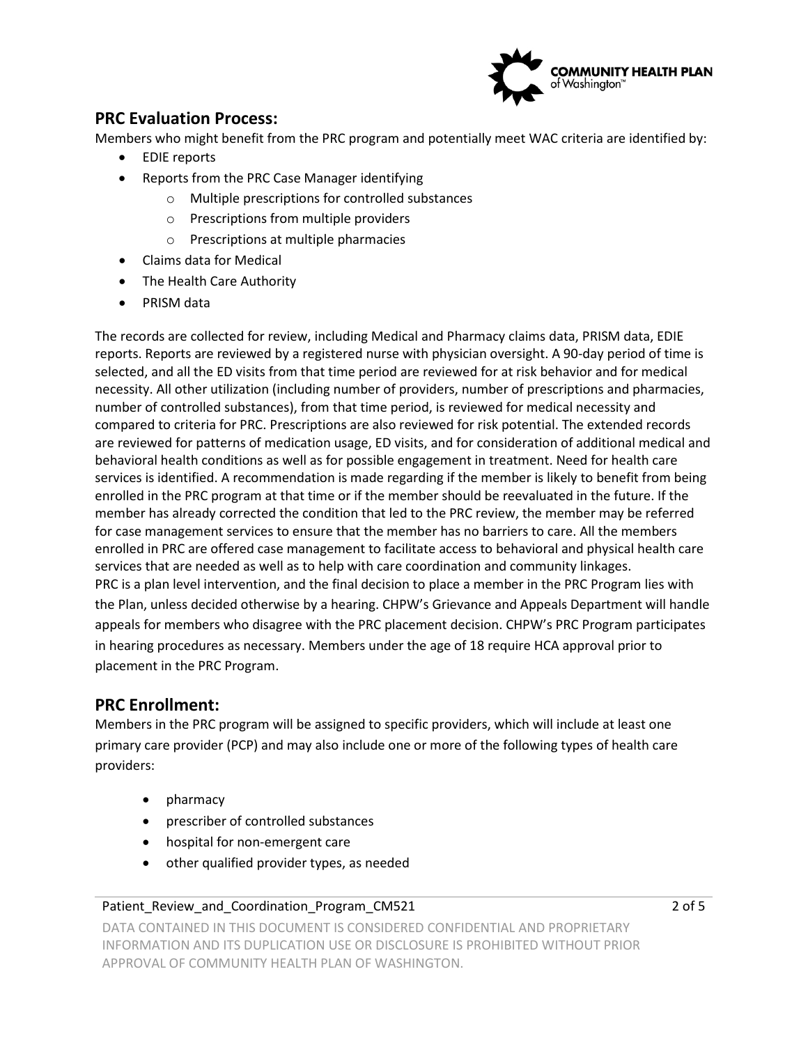## PRC Evaluation Process:

Members who might benefit from the PRC program and potentially meet WAC criteria are identified by:

- EDIE reports
- Reports from the PRC Case Manager identifying
  - Multiple prescriptions for controlled substances
  - Prescriptions from multiple providers
  - Prescriptions at multiple pharmacies
- Claims data for Medical
- The Health Care Authority
- PRISM data

The records are collected for review, including Medical and Pharmacy claims data, PRISM data, EDIE reports. Reports are reviewed by a registered nurse with physician oversight. A 90-day period of time is selected, and all the ED visits from that time period are reviewed for at risk behavior and for medical necessity. All other utilization (including number of providers, number of prescriptions and pharmacies, number of controlled substances), from that time period, is reviewed for medical necessity and compared to criteria for PRC. Prescriptions are also reviewed for risk potential. The extended records are reviewed for patterns of medication usage, ED visits, and for consideration of additional medical and behavioral health conditions as well as for possible engagement in treatment. Need for health care services is identified. A recommendation is made regarding if the member is likely to benefit from being enrolled in the PRC program at that time or if the member should be reevaluated in the future. If the member has already corrected the condition that led to the PRC review, the member may be referred for case management services to ensure that the member has no barriers to care. All the members enrolled in PRC are offered case management to facilitate access to behavioral and physical health care services that are needed as well as to help with care coordination and community linkages.
PRC is a plan level intervention, and the final decision to place a member in the PRC Program lies with the Plan, unless decided otherwise by a hearing. CHPW's Grievance and Appeals Department will handle appeals for members who disagree with the PRC placement decision. CHPW's PRC Program participates in hearing procedures as necessary. Members under the age of 18 require HCA approval prior to placement in the PRC Program.

## PRC Enrollment:

Members in the PRC program will be assigned to specific providers, which will include at least one primary care provider (PCP) and may also include one or more of the following types of health care providers:

- pharmacy
- prescriber of controlled substances
- hospital for non-emergent care
- other qualified provider types, as needed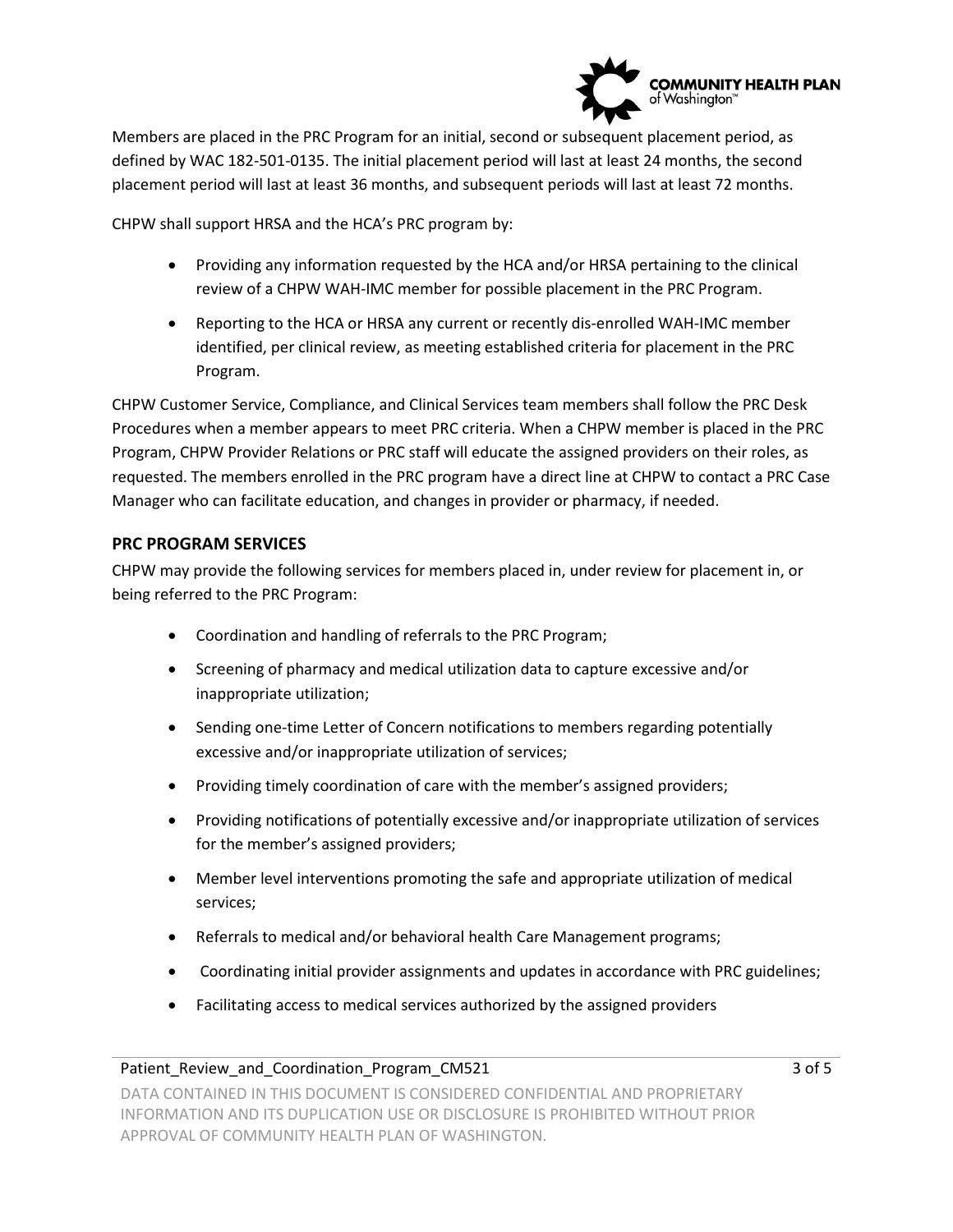Members are placed in the PRC Program for an initial, second or subsequent placement period, as defined by WAC 182-501-0135. The initial placement period will last at least 24 months, the second placement period will last at least 36 months, and subsequent periods will last at least 72 months.

CHPW shall support HRSA and the HCA's PRC program by:

- Providing any information requested by the HCA and/or HRSA pertaining to the clinical review of a CHPW WAH-IMC member for possible placement in the PRC Program.
- Reporting to the HCA or HRSA any current or recently dis-enrolled WAH-IMC member identified, per clinical review, as meeting established criteria for placement in the PRC Program.

CHPW Customer Service, Compliance, and Clinical Services team members shall follow the PRC Desk Procedures when a member appears to meet PRC criteria. When a CHPW member is placed in the PRC Program, CHPW Provider Relations or PRC staff will educate the assigned providers on their roles, as requested. The members enrolled in the PRC program have a direct line at CHPW to contact a PRC Case Manager who can facilitate education, and changes in provider or pharmacy, if needed.

## PRC PROGRAM SERVICES

CHPW may provide the following services for members placed in, under review for placement in, or being referred to the PRC Program:

- Coordination and handling of referrals to the PRC Program;
- Screening of pharmacy and medical utilization data to capture excessive and/or inappropriate utilization;
- Sending one-time Letter of Concern notifications to members regarding potentially excessive and/or inappropriate utilization of services;
- Providing timely coordination of care with the member's assigned providers;
- Providing notifications of potentially excessive and/or inappropriate utilization of services for the member's assigned providers;
- Member level interventions promoting the safe and appropriate utilization of medical services;
- Referrals to medical and/or behavioral health Care Management programs;
- Coordinating initial provider assignments and updates in accordance with PRC guidelines;
- Facilitating access to medical services authorized by the assigned providers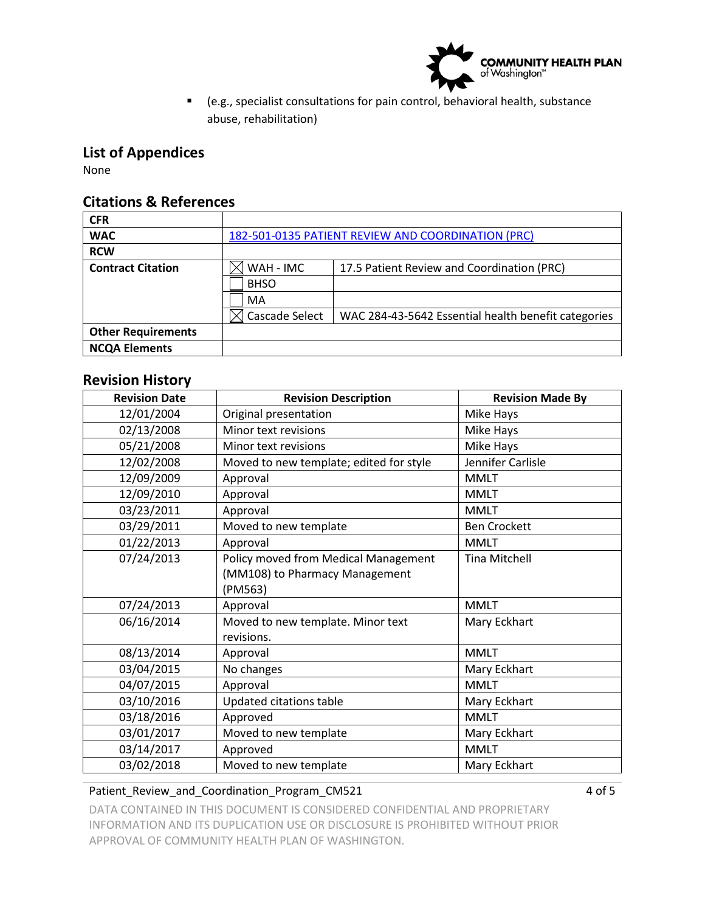- (e.g., specialist consultations for pain control, behavioral health, substance abuse, rehabilitation)

## List of Appendices

None

## Citations & References

| | | |
|---|---|---|
| **CFR** | | |
| **WAC** | [182-501-0135 PATIENT REVIEW AND COORDINATION (PRC)]() | |
| **RCW** | | |
| **Contract Citation** | ☒ WAH - IMC | 17.5 Patient Review and Coordination (PRC) |
| | ☐ BHSO | |
| | ☐ MA | |
| | ☒ Cascade Select | WAC 284-43-5642 Essential health benefit categories |
| **Other Requirements** | | |
| **NCQA Elements** | | |

## Revision History

| Revision Date | Revision Description | Revision Made By |
|---|---|---|
| 12/01/2004 | Original presentation | Mike Hays |
| 02/13/2008 | Minor text revisions | Mike Hays |
| 05/21/2008 | Minor text revisions | Mike Hays |
| 12/02/2008 | Moved to new template; edited for style | Jennifer Carlisle |
| 12/09/2009 | Approval | MMLT |
| 12/09/2010 | Approval | MMLT |
| 03/23/2011 | Approval | MMLT |
| 03/29/2011 | Moved to new template | Ben Crockett |
| 01/22/2013 | Approval | MMLT |
| 07/24/2013 | Policy moved from Medical Management (MM108) to Pharmacy Management (PM563) | Tina Mitchell |
| 07/24/2013 | Approval | MMLT |
| 06/16/2014 | Moved to new template. Minor text revisions. | Mary Eckhart |
| 08/13/2014 | Approval | MMLT |
| 03/04/2015 | No changes | Mary Eckhart |
| 04/07/2015 | Approval | MMLT |
| 03/10/2016 | Updated citations table | Mary Eckhart |
| 03/18/2016 | Approved | MMLT |
| 03/01/2017 | Moved to new template | Mary Eckhart |
| 03/14/2017 | Approved | MMLT |
| 03/02/2018 | Moved to new template | Mary Eckhart |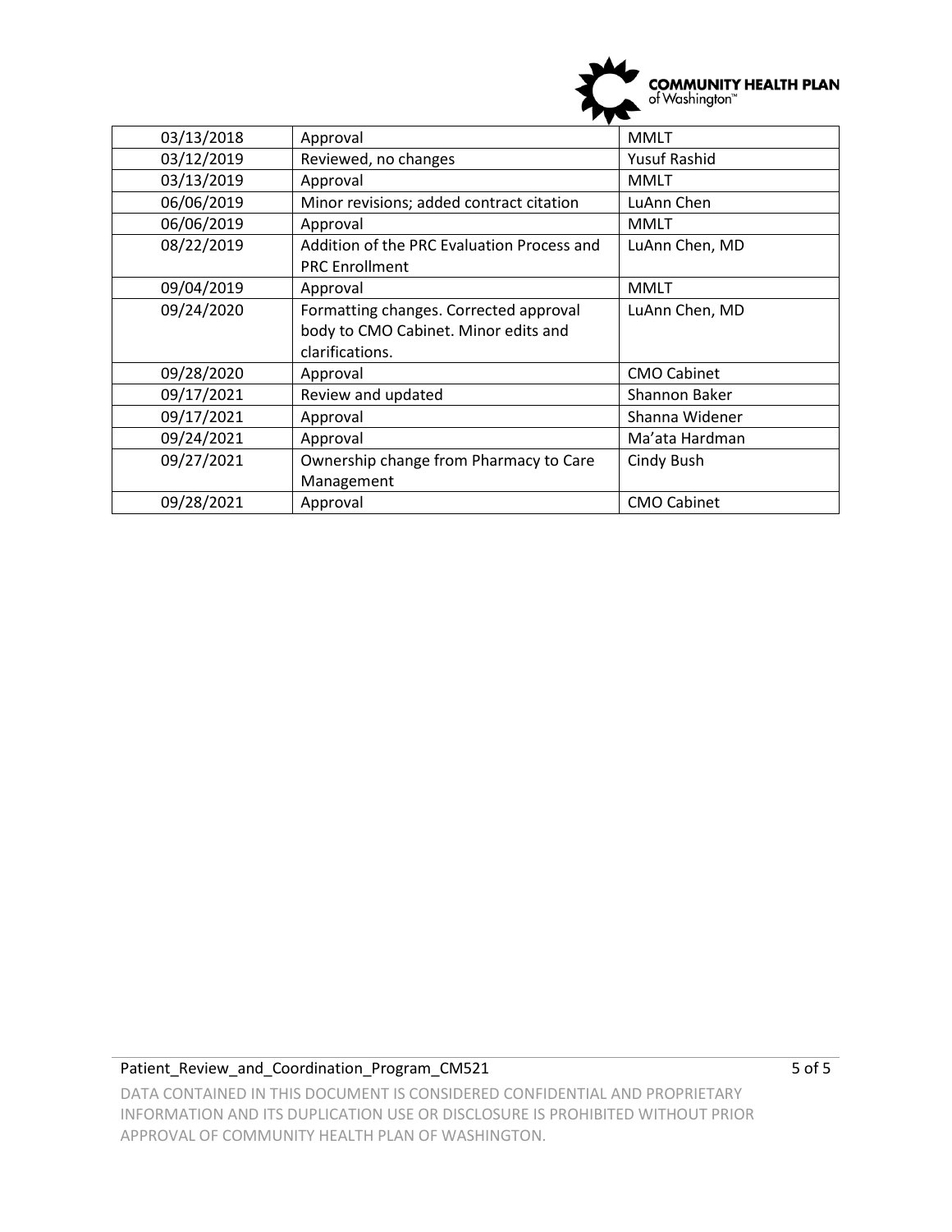| | | |
|---|---|---|
| 03/13/2018 | Approval | MMLT |
| 03/12/2019 | Reviewed, no changes | Yusuf Rashid |
| 03/13/2019 | Approval | MMLT |
| 06/06/2019 | Minor revisions; added contract citation | LuAnn Chen |
| 06/06/2019 | Approval | MMLT |
| 08/22/2019 | Addition of the PRC Evaluation Process and PRC Enrollment | LuAnn Chen, MD |
| 09/04/2019 | Approval | MMLT |
| 09/24/2020 | Formatting changes. Corrected approval body to CMO Cabinet. Minor edits and clarifications. | LuAnn Chen, MD |
| 09/28/2020 | Approval | CMO Cabinet |
| 09/17/2021 | Review and updated | Shannon Baker |
| 09/17/2021 | Approval | Shanna Widener |
| 09/24/2021 | Approval | Ma'ata Hardman |
| 09/27/2021 | Ownership change from Pharmacy to Care Management | Cindy Bush |
| 09/28/2021 | Approval | CMO Cabinet |

Patient_Review_and_Coordination_Program_CM521

DATA CONTAINED IN THIS DOCUMENT IS CONSIDERED CONFIDENTIAL AND PROPRIETARY INFORMATION AND ITS DUPLICATION USE OR DISCLOSURE IS PROHIBITED WITHOUT PRIOR APPROVAL OF COMMUNITY HEALTH PLAN OF WASHINGTON.